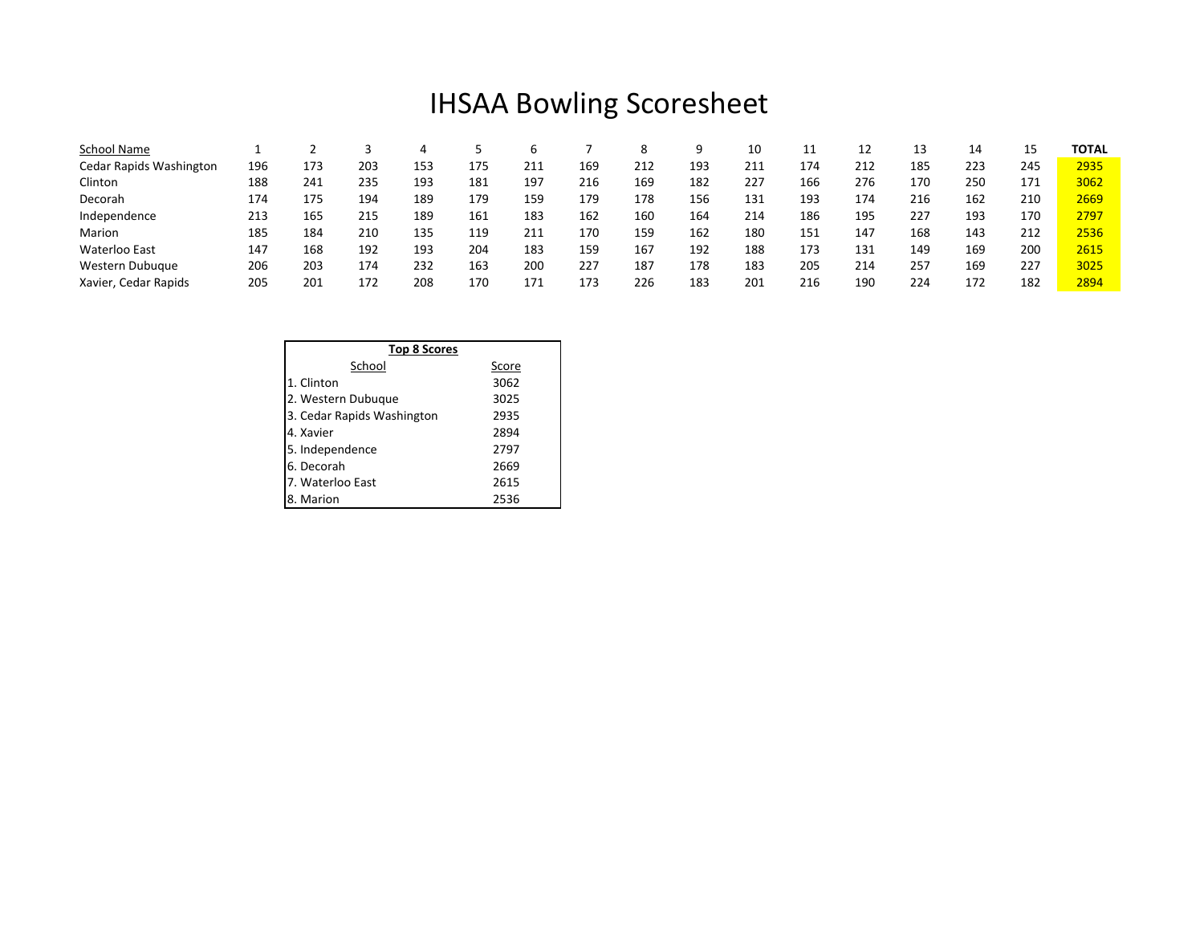# IHSAA Bowling Scoresheet

| School Name | 1 | 2 | 3 | 4 | 5 | 6 | 7 | 8 | 9 | 10 | 11 | 12 | 13 | 14 | 15 | **TOTAL** |
|---|---|---|---|---|---|---|---|---|---|---|---|---|---|---|---|---|
| Cedar Rapids Washington | 196 | 173 | 203 | 153 | 175 | 211 | 169 | 212 | 193 | 211 | 174 | 212 | 185 | 223 | 245 | 2935 |
| Clinton | 188 | 241 | 235 | 193 | 181 | 197 | 216 | 169 | 182 | 227 | 166 | 276 | 170 | 250 | 171 | 3062 |
| Decorah | 174 | 175 | 194 | 189 | 179 | 159 | 179 | 178 | 156 | 131 | 193 | 174 | 216 | 162 | 210 | 2669 |
| Independence | 213 | 165 | 215 | 189 | 161 | 183 | 162 | 160 | 164 | 214 | 186 | 195 | 227 | 193 | 170 | 2797 |
| Marion | 185 | 184 | 210 | 135 | 119 | 211 | 170 | 159 | 162 | 180 | 151 | 147 | 168 | 143 | 212 | 2536 |
| Waterloo East | 147 | 168 | 192 | 193 | 204 | 183 | 159 | 167 | 192 | 188 | 173 | 131 | 149 | 169 | 200 | 2615 |
| Western Dubuque | 206 | 203 | 174 | 232 | 163 | 200 | 227 | 187 | 178 | 183 | 205 | 214 | 257 | 169 | 227 | 3025 |
| Xavier, Cedar Rapids | 205 | 201 | 172 | 208 | 170 | 171 | 173 | 226 | 183 | 201 | 216 | 190 | 224 | 172 | 182 | 2894 |

**Top 8 Scores**

| School | Score |
|---|---|
| 1. Clinton | 3062 |
| 2. Western Dubuque | 3025 |
| 3. Cedar Rapids Washington | 2935 |
| 4. Xavier | 2894 |
| 5. Independence | 2797 |
| 6. Decorah | 2669 |
| 7. Waterloo East | 2615 |
| 8. Marion | 2536 |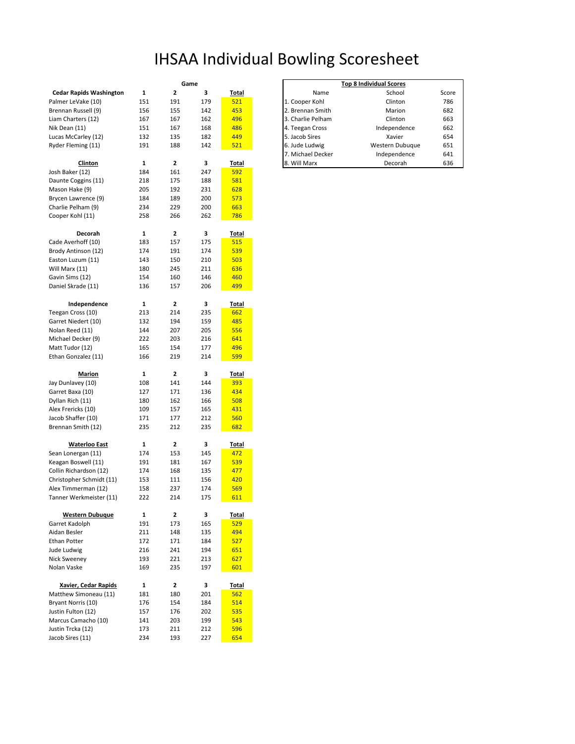# IHSAA Individual Bowling Scoresheet

| | Game | | | |
|---|---|---|---|---|
| **Cedar Rapids Washington** | **1** | **2** | **3** | **Total** |
| Palmer LeVake (10) | 151 | 191 | 179 | 521 |
| Brennan Russell (9) | 156 | 155 | 142 | 453 |
| Liam Charters (12) | 167 | 167 | 162 | 496 |
| Nik Dean (11) | 151 | 167 | 168 | 486 |
| Lucas McCarley (12) | 132 | 135 | 182 | 449 |
| Ryder Fleming (11) | 191 | 188 | 142 | 521 |

| **Clinton** | **1** | **2** | **3** | **Total** |
|---|---|---|---|---|
| Josh Baker (12) | 184 | 161 | 247 | 592 |
| Daunte Coggins (11) | 218 | 175 | 188 | 581 |
| Mason Hake (9) | 205 | 192 | 231 | 628 |
| Brycen Lawrence (9) | 184 | 189 | 200 | 573 |
| Charlie Pelham (9) | 234 | 229 | 200 | 663 |
| Cooper Kohl (11) | 258 | 266 | 262 | 786 |

| **Decorah** | **1** | **2** | **3** | **Total** |
|---|---|---|---|---|
| Cade Averhoff (10) | 183 | 157 | 175 | 515 |
| Brody Antinson (12) | 174 | 191 | 174 | 539 |
| Easton Luzum (11) | 143 | 150 | 210 | 503 |
| Will Marx (11) | 180 | 245 | 211 | 636 |
| Gavin Sims (12) | 154 | 160 | 146 | 460 |
| Daniel Skrade (11) | 136 | 157 | 206 | 499 |

| **Independence** | **1** | **2** | **3** | **Total** |
|---|---|---|---|---|
| Teegan Cross (10) | 213 | 214 | 235 | 662 |
| Garret Niedert (10) | 132 | 194 | 159 | 485 |
| Nolan Reed (11) | 144 | 207 | 205 | 556 |
| Michael Decker (9) | 222 | 203 | 216 | 641 |
| Matt Tudor (12) | 165 | 154 | 177 | 496 |
| Ethan Gonzalez (11) | 166 | 219 | 214 | 599 |

| **Marion** | **1** | **2** | **3** | **Total** |
|---|---|---|---|---|
| Jay Dunlavey (10) | 108 | 141 | 144 | 393 |
| Garret Baxa (10) | 127 | 171 | 136 | 434 |
| Dyllan Rich (11) | 180 | 162 | 166 | 508 |
| Alex Frericks (10) | 109 | 157 | 165 | 431 |
| Jacob Shaffer (10) | 171 | 177 | 212 | 560 |
| Brennan Smith (12) | 235 | 212 | 235 | 682 |

| **Waterloo East** | **1** | **2** | **3** | **Total** |
|---|---|---|---|---|
| Sean Lonergan (11) | 174 | 153 | 145 | 472 |
| Keagan Boswell (11) | 191 | 181 | 167 | 539 |
| Collin Richardson (12) | 174 | 168 | 135 | 477 |
| Christopher Schmidt (11) | 153 | 111 | 156 | 420 |
| Alex Timmerman (12) | 158 | 237 | 174 | 569 |
| Tanner Werkmeister (11) | 222 | 214 | 175 | 611 |

| **Western Dubuque** | **1** | **2** | **3** | **Total** |
|---|---|---|---|---|
| Garret Kadolph | 191 | 173 | 165 | 529 |
| Aidan Besler | 211 | 148 | 135 | 494 |
| Ethan Potter | 172 | 171 | 184 | 527 |
| Jude Ludwig | 216 | 241 | 194 | 651 |
| Nick Sweeney | 193 | 221 | 213 | 627 |
| Nolan Vaske | 169 | 235 | 197 | 601 |

| **Xavier, Cedar Rapids** | **1** | **2** | **3** | **Total** |
|---|---|---|---|---|
| Matthew Simoneau (11) | 181 | 180 | 201 | 562 |
| Bryant Norris (10) | 176 | 154 | 184 | 514 |
| Justin Fulton (12) | 157 | 176 | 202 | 535 |
| Marcus Camacho (10) | 141 | 203 | 199 | 543 |
| Justin Trcka (12) | 173 | 211 | 212 | 596 |
| Jacob Sires (11) | 234 | 193 | 227 | 654 |

**Top 8 Individual Scores**

| Name | School | Score |
|---|---|---|
| 1. Cooper Kohl | Clinton | 786 |
| 2. Brennan Smith | Marion | 682 |
| 3. Charlie Pelham | Clinton | 663 |
| 4. Teegan Cross | Independence | 662 |
| 5. Jacob Sires | Xavier | 654 |
| 6. Jude Ludwig | Western Dubuque | 651 |
| 7. Michael Decker | Independence | 641 |
| 8. Will Marx | Decorah | 636 |